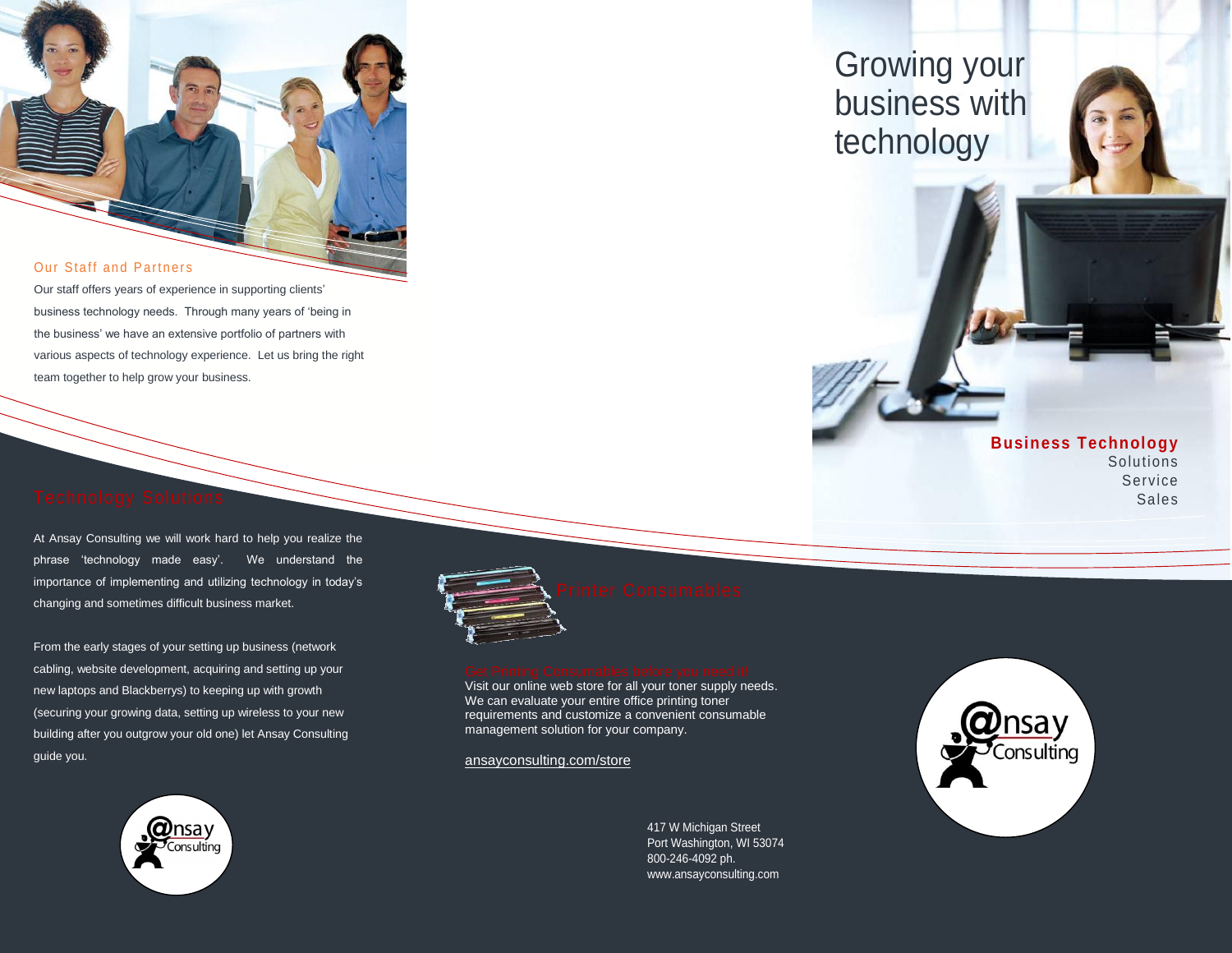## Our Staff and Partners

Our staff offers years of experience in supporting clients' business technology needs. Through many years of 'being in the business' we have an extensive portfolio of partners with various aspects of technology experience. Let us bring the right team together to help grow your business.

## Technology Solutions

At Ansay Consulting we will work hard to help you realize the phrase 'technology made easy'. We understand the importance of implementing and utilizing technology in today's changing and sometimes difficult business market.

From the early stages of your setting up business (network cabling, website development, acquiring and setting up your new laptops and Blackberrys) to keeping up with growth (securing your growing data, setting up wireless to your new building after you outgrow your old one) let Ansay Consulting guide you.

## Printer Consumables

**Get Printing Consumables before you need it!**

Visit our online web store for all your toner supply needs. We can evaluate your entire office printing toner requirements and customize a convenient consumable management solution for your company.

ansayconsulting.com/store

417 W Michigan Street
Port Washington, WI 53074
800-246-4092 ph.
www.ansayconsulting.com

# Growing your business with technology

**Business Technology**
Solutions
Service
Sales

@nsay Consulting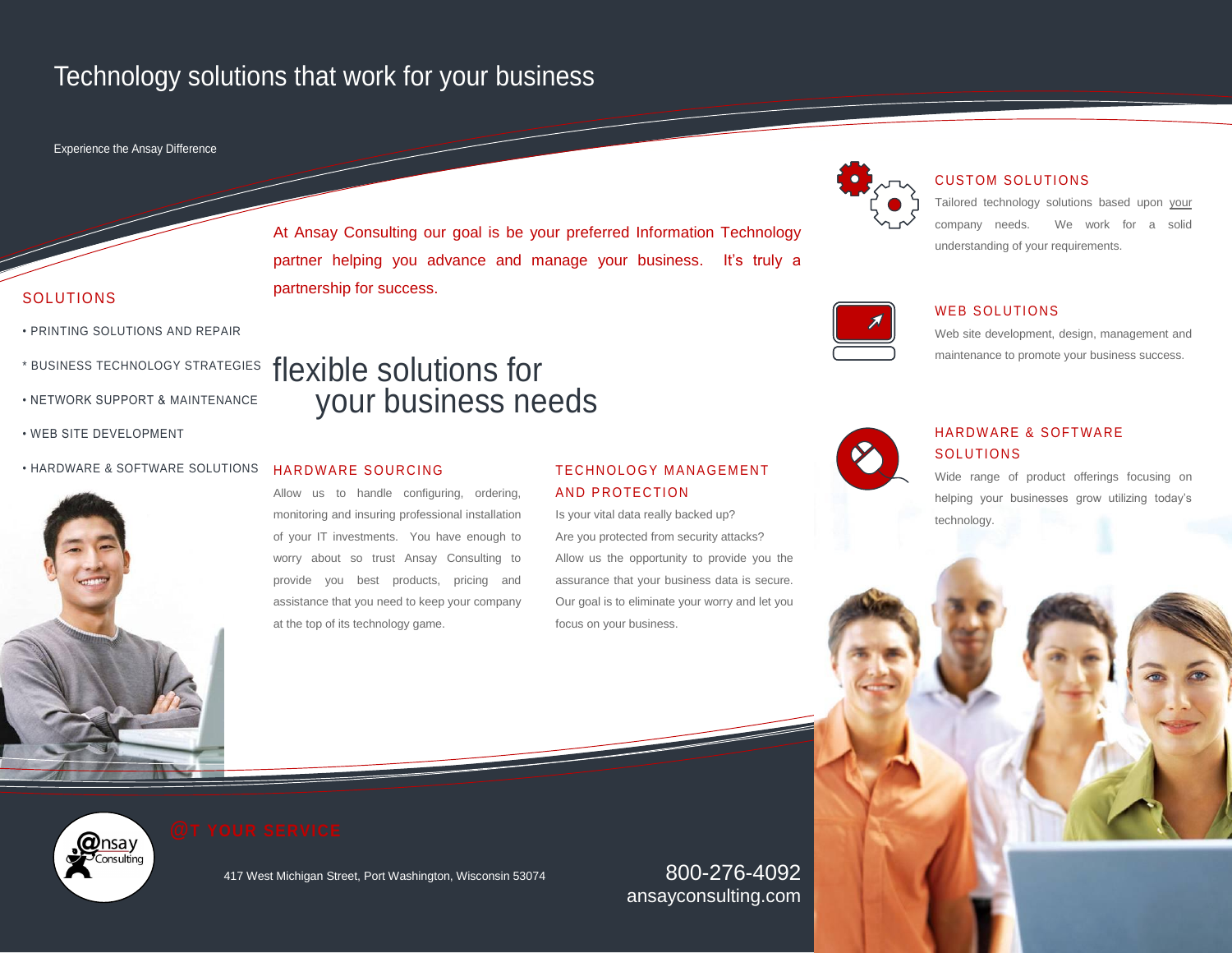# Technology solutions that work for your business

Experience the Ansay Difference

At Ansay Consulting our goal is be your preferred Information Technology partner helping you advance and manage your business. It's truly a partnership for success.

## SOLUTIONS

- PRINTING SOLUTIONS AND REPAIR
- BUSINESS TECHNOLOGY STRATEGIES
- NETWORK SUPPORT & MAINTENANCE
- WEB SITE DEVELOPMENT
- HARDWARE & SOFTWARE SOLUTIONS

## flexible solutions for your business needs

### HARDWARE SOURCING

Allow us to handle configuring, ordering, monitoring and insuring professional installation of your IT investments. You have enough to worry about so trust Ansay Consulting to provide you best products, pricing and assistance that you need to keep your company at the top of its technology game.

### TECHNOLOGY MANAGEMENT AND PROTECTION

Is your vital data really backed up?
Are you protected from security attacks?
Allow us the opportunity to provide you the assurance that your business data is secure. Our goal is to eliminate your worry and let you focus on your business.

### CUSTOM SOLUTIONS

Tailored technology solutions based upon your company needs. We work for a solid understanding of your requirements.

### WEB SOLUTIONS

Web site development, design, management and maintenance to promote your business success.

### HARDWARE & SOFTWARE SOLUTIONS

Wide range of product offerings focusing on helping your businesses grow utilizing today's technology.

@nsay Consulting

@T YOUR SERVICE

417 West Michigan Street, Port Washington, Wisconsin 53074

800-276-4092
ansayconsulting.com